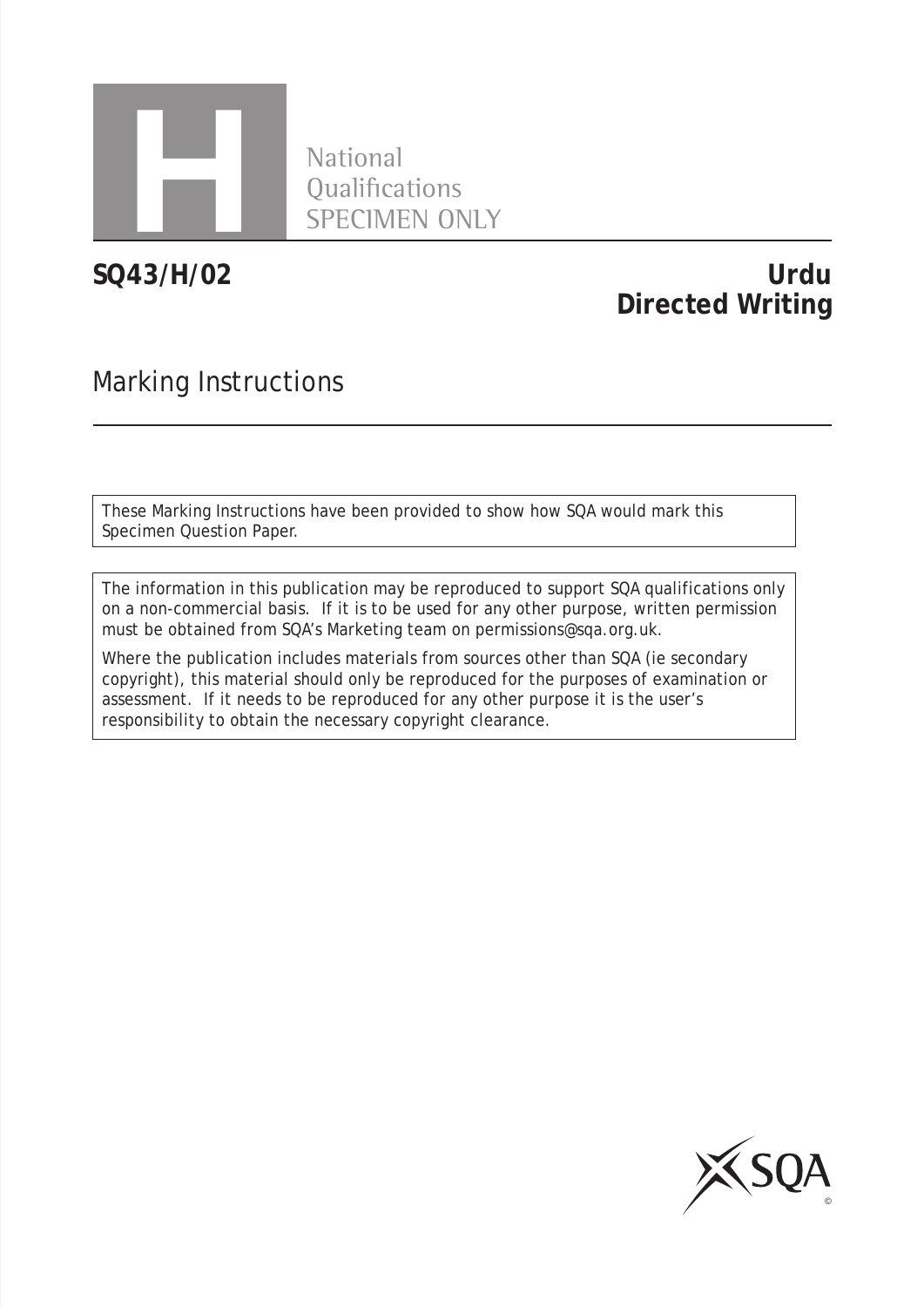H

National
Qualifications
SPECIMEN ONLY

**SQ43/H/02**

# Urdu
# Directed Writing

## Marking Instructions

These Marking Instructions have been provided to show how SQA would mark this Specimen Question Paper.

The information in this publication may be reproduced to support SQA qualifications only on a non-commercial basis. If it is to be used for any other purpose, written permission must be obtained from SQA's Marketing team on permissions@sqa.org.uk.

Where the publication includes materials from sources other than SQA (ie secondary copyright), this material should only be reproduced for the purposes of examination or assessment. If it needs to be reproduced for any other purpose it is the user's responsibility to obtain the necessary copyright clearance.

SQA

©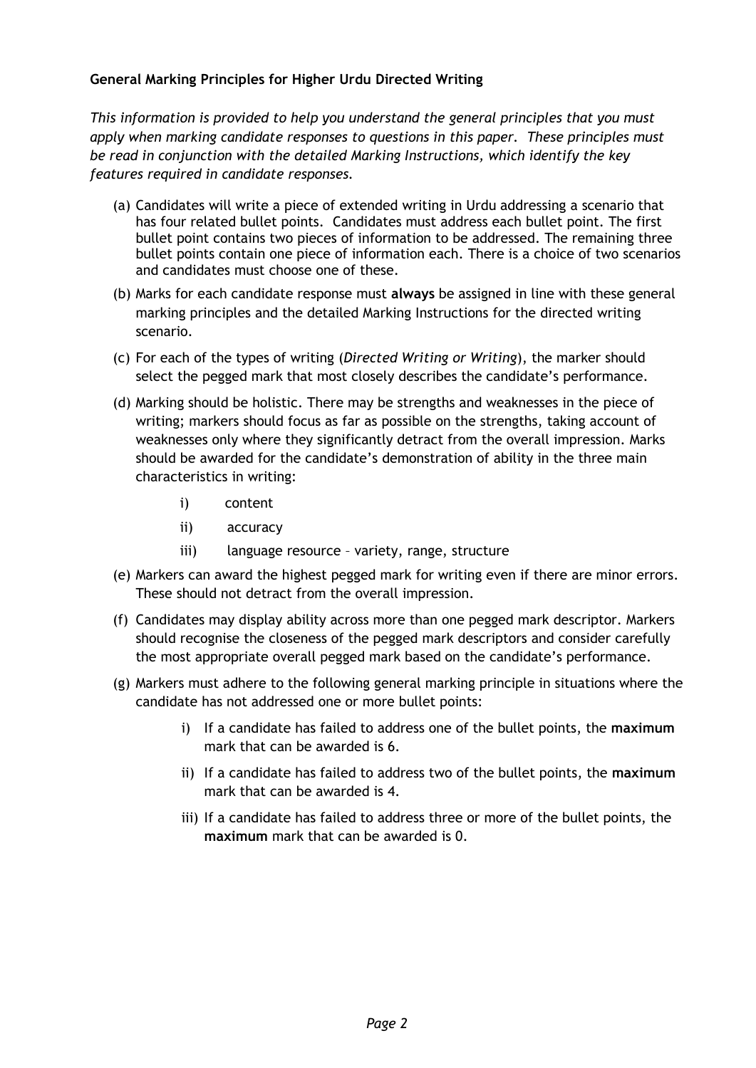**General Marking Principles for Higher Urdu Directed Writing**

*This information is provided to help you understand the general principles that you must apply when marking candidate responses to questions in this paper. These principles must be read in conjunction with the detailed Marking Instructions, which identify the key features required in candidate responses.*

(a) Candidates will write a piece of extended writing in Urdu addressing a scenario that has four related bullet points. Candidates must address each bullet point. The first bullet point contains two pieces of information to be addressed. The remaining three bullet points contain one piece of information each. There is a choice of two scenarios and candidates must choose one of these.

(b) Marks for each candidate response must **always** be assigned in line with these general marking principles and the detailed Marking Instructions for the directed writing scenario.

(c) For each of the types of writing (*Directed Writing or Writing*), the marker should select the pegged mark that most closely describes the candidate's performance.

(d) Marking should be holistic. There may be strengths and weaknesses in the piece of writing; markers should focus as far as possible on the strengths, taking account of weaknesses only where they significantly detract from the overall impression. Marks should be awarded for the candidate's demonstration of ability in the three main characteristics in writing:

   i) content

   ii) accuracy

   iii) language resource – variety, range, structure

(e) Markers can award the highest pegged mark for writing even if there are minor errors. These should not detract from the overall impression.

(f) Candidates may display ability across more than one pegged mark descriptor. Markers should recognise the closeness of the pegged mark descriptors and consider carefully the most appropriate overall pegged mark based on the candidate's performance.

(g) Markers must adhere to the following general marking principle in situations where the candidate has not addressed one or more bullet points:

   i) If a candidate has failed to address one of the bullet points, the **maximum** mark that can be awarded is 6.

   ii) If a candidate has failed to address two of the bullet points, the **maximum** mark that can be awarded is 4.

   iii) If a candidate has failed to address three or more of the bullet points, the **maximum** mark that can be awarded is 0.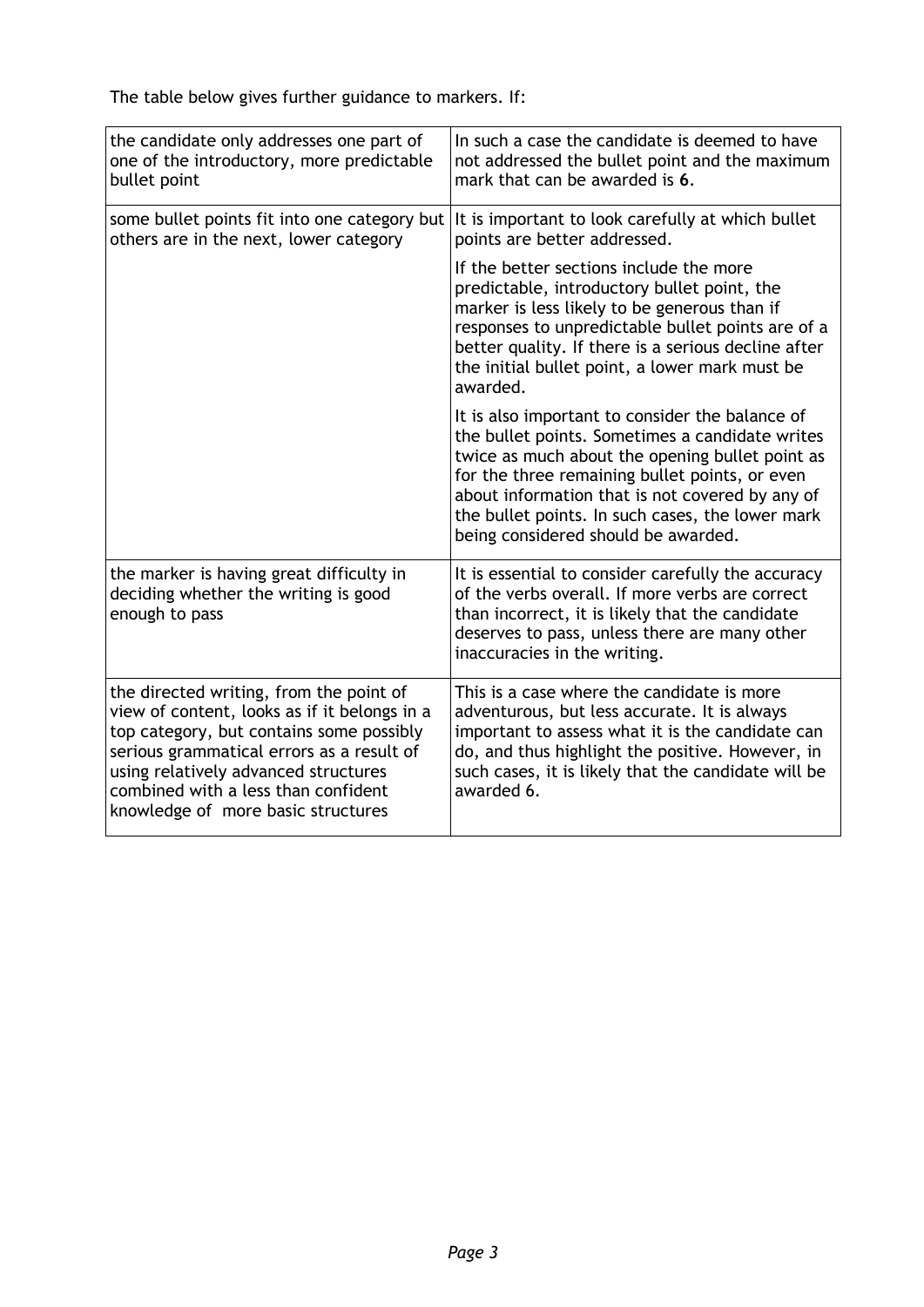The table below gives further guidance to markers. If:

| | |
|---|---|
| the candidate only addresses one part of one of the introductory, more predictable bullet point | In such a case the candidate is deemed to have not addressed the bullet point and the maximum mark that can be awarded is **6**. |
| some bullet points fit into one category but others are in the next, lower category | It is important to look carefully at which bullet points are better addressed.<br><br>If the better sections include the more predictable, introductory bullet point, the marker is less likely to be generous than if responses to unpredictable bullet points are of a better quality. If there is a serious decline after the initial bullet point, a lower mark must be awarded.<br><br>It is also important to consider the balance of the bullet points. Sometimes a candidate writes twice as much about the opening bullet point as for the three remaining bullet points, or even about information that is not covered by any of the bullet points. In such cases, the lower mark being considered should be awarded. |
| the marker is having great difficulty in deciding whether the writing is good enough to pass | It is essential to consider carefully the accuracy of the verbs overall. If more verbs are correct than incorrect, it is likely that the candidate deserves to pass, unless there are many other inaccuracies in the writing. |
| the directed writing, from the point of view of content, looks as if it belongs in a top category, but contains some possibly serious grammatical errors as a result of using relatively advanced structures combined with a less than confident knowledge of more basic structures | This is a case where the candidate is more adventurous, but less accurate. It is always important to assess what it is the candidate can do, and thus highlight the positive. However, in such cases, it is likely that the candidate will be awarded 6. |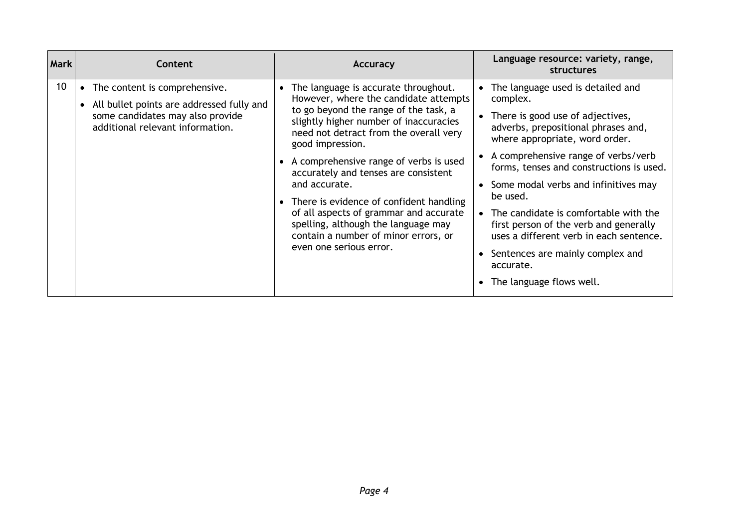| Mark | Content | Accuracy | Language resource: variety, range, structures |
| --- | --- | --- | --- |
| 10 | • The content is comprehensive.<br>• All bullet points are addressed fully and some candidates may also provide additional relevant information. | • The language is accurate throughout. However, where the candidate attempts to go beyond the range of the task, a slightly higher number of inaccuracies need not detract from the overall very good impression.<br>• A comprehensive range of verbs is used accurately and tenses are consistent and accurate.<br>• There is evidence of confident handling of all aspects of grammar and accurate spelling, although the language may contain a number of minor errors, or even one serious error. | • The language used is detailed and complex.<br>• There is good use of adjectives, adverbs, prepositional phrases and, where appropriate, word order.<br>• A comprehensive range of verbs/verb forms, tenses and constructions is used.<br>• Some modal verbs and infinitives may be used.<br>• The candidate is comfortable with the first person of the verb and generally uses a different verb in each sentence.<br>• Sentences are mainly complex and accurate.<br>• The language flows well. |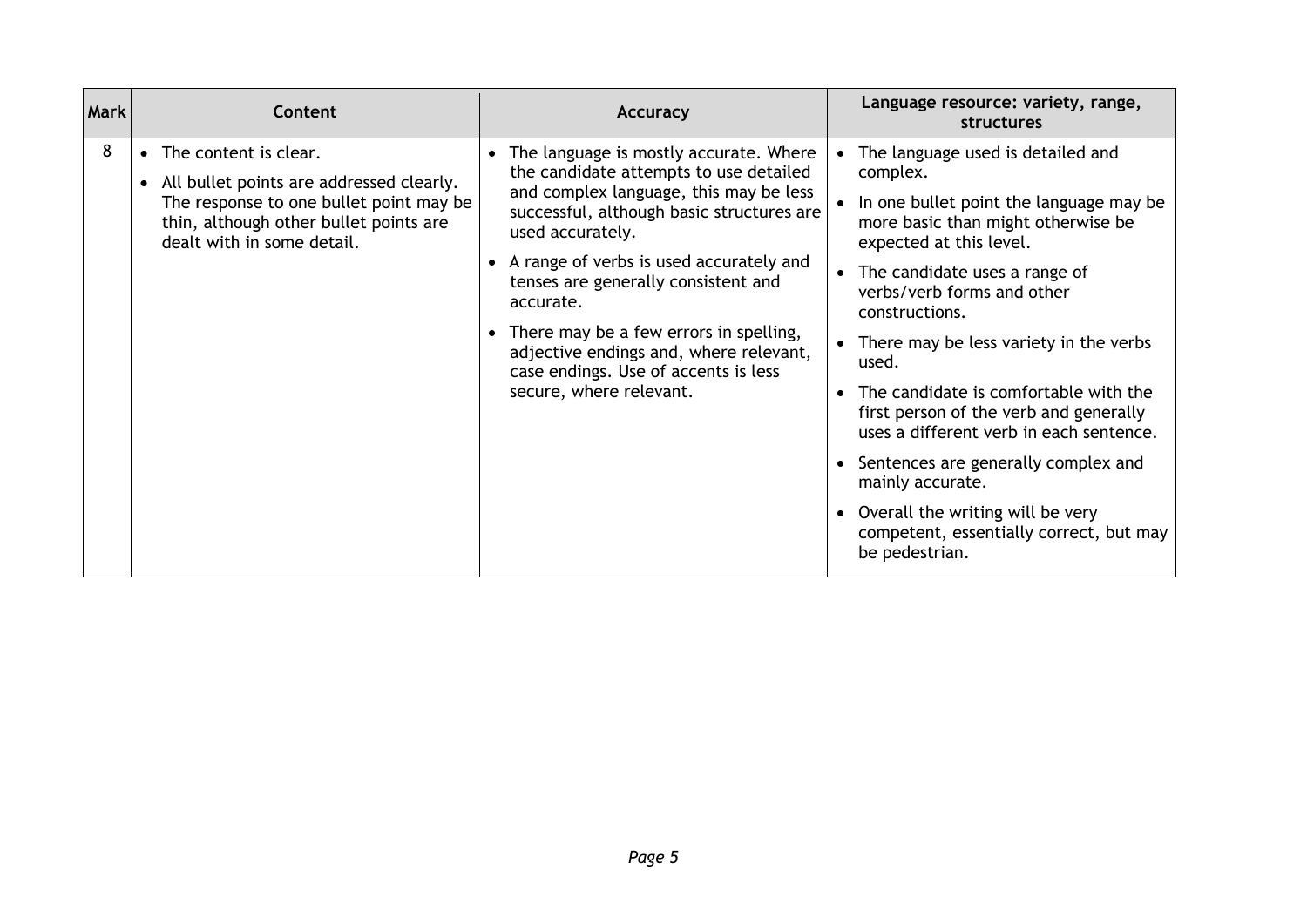| Mark | Content | Accuracy | Language resource: variety, range, structures |
|---|---|---|---|
| 8 | • The content is clear.<br>• All bullet points are addressed clearly. The response to one bullet point may be thin, although other bullet points are dealt with in some detail. | • The language is mostly accurate. Where the candidate attempts to use detailed and complex language, this may be less successful, although basic structures are used accurately.<br>• A range of verbs is used accurately and tenses are generally consistent and accurate.<br>• There may be a few errors in spelling, adjective endings and, where relevant, case endings. Use of accents is less secure, where relevant. | • The language used is detailed and complex.<br>• In one bullet point the language may be more basic than might otherwise be expected at this level.<br>• The candidate uses a range of verbs/verb forms and other constructions.<br>• There may be less variety in the verbs used.<br>• The candidate is comfortable with the first person of the verb and generally uses a different verb in each sentence.<br>• Sentences are generally complex and mainly accurate.<br>• Overall the writing will be very competent, essentially correct, but may be pedestrian. |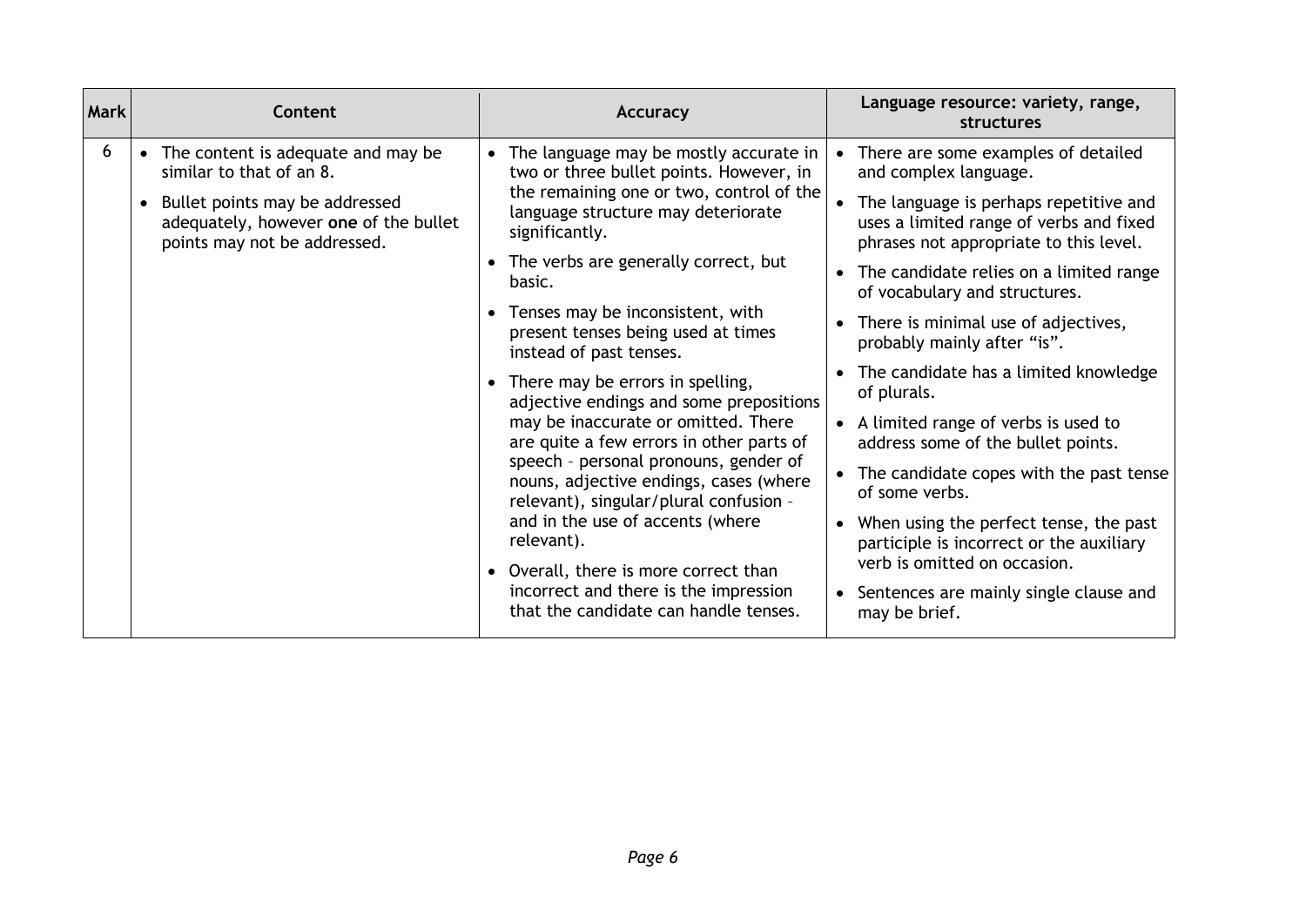| Mark | Content | Accuracy | Language resource: variety, range, structures |
|---|---|---|---|
| 6 | • The content is adequate and may be similar to that of an 8.<br><br>• Bullet points may be addressed adequately, however **one** of the bullet points may not be addressed. | • The language may be mostly accurate in two or three bullet points. However, in the remaining one or two, control of the language structure may deteriorate significantly.<br><br>• The verbs are generally correct, but basic.<br><br>• Tenses may be inconsistent, with present tenses being used at times instead of past tenses.<br><br>• There may be errors in spelling, adjective endings and some prepositions may be inaccurate or omitted. There are quite a few errors in other parts of speech – personal pronouns, gender of nouns, adjective endings, cases (where relevant), singular/plural confusion – and in the use of accents (where relevant).<br><br>• Overall, there is more correct than incorrect and there is the impression that the candidate can handle tenses. | • There are some examples of detailed and complex language.<br><br>• The language is perhaps repetitive and uses a limited range of verbs and fixed phrases not appropriate to this level.<br><br>• The candidate relies on a limited range of vocabulary and structures.<br><br>• There is minimal use of adjectives, probably mainly after "is".<br><br>• The candidate has a limited knowledge of plurals.<br><br>• A limited range of verbs is used to address some of the bullet points.<br><br>• The candidate copes with the past tense of some verbs.<br><br>• When using the perfect tense, the past participle is incorrect or the auxiliary verb is omitted on occasion.<br><br>• Sentences are mainly single clause and may be brief. |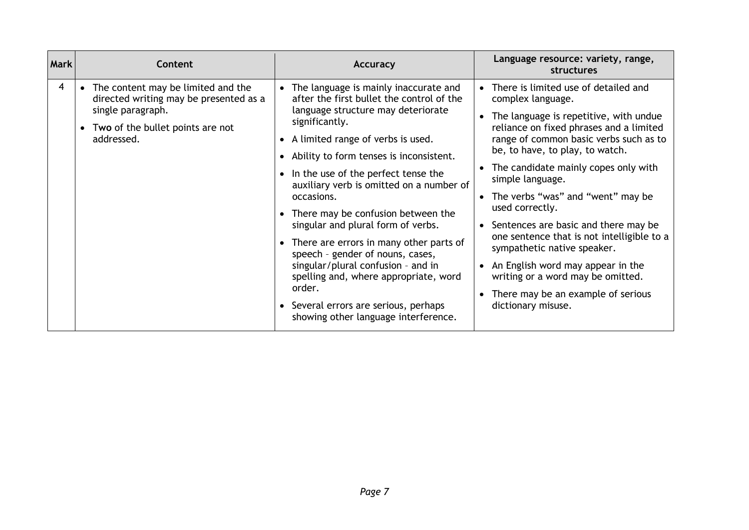| Mark | Content | Accuracy | Language resource: variety, range, structures |
|---|---|---|---|
| 4 | • The content may be limited and the directed writing may be presented as a single paragraph.<br>• **Two** of the bullet points are not addressed. | • The language is mainly inaccurate and after the first bullet the control of the language structure may deteriorate significantly.<br>• A limited range of verbs is used.<br>• Ability to form tenses is inconsistent.<br>• In the use of the perfect tense the auxiliary verb is omitted on a number of occasions.<br>• There may be confusion between the singular and plural form of verbs.<br>• There are errors in many other parts of speech – gender of nouns, cases, singular/plural confusion – and in spelling and, where appropriate, word order.<br>• Several errors are serious, perhaps showing other language interference. | • There is limited use of detailed and complex language.<br>• The language is repetitive, with undue reliance on fixed phrases and a limited range of common basic verbs such as to be, to have, to play, to watch.<br>• The candidate mainly copes only with simple language.<br>• The verbs "was" and "went" may be used correctly.<br>• Sentences are basic and there may be one sentence that is not intelligible to a sympathetic native speaker.<br>• An English word may appear in the writing or a word may be omitted.<br>• There may be an example of serious dictionary misuse. |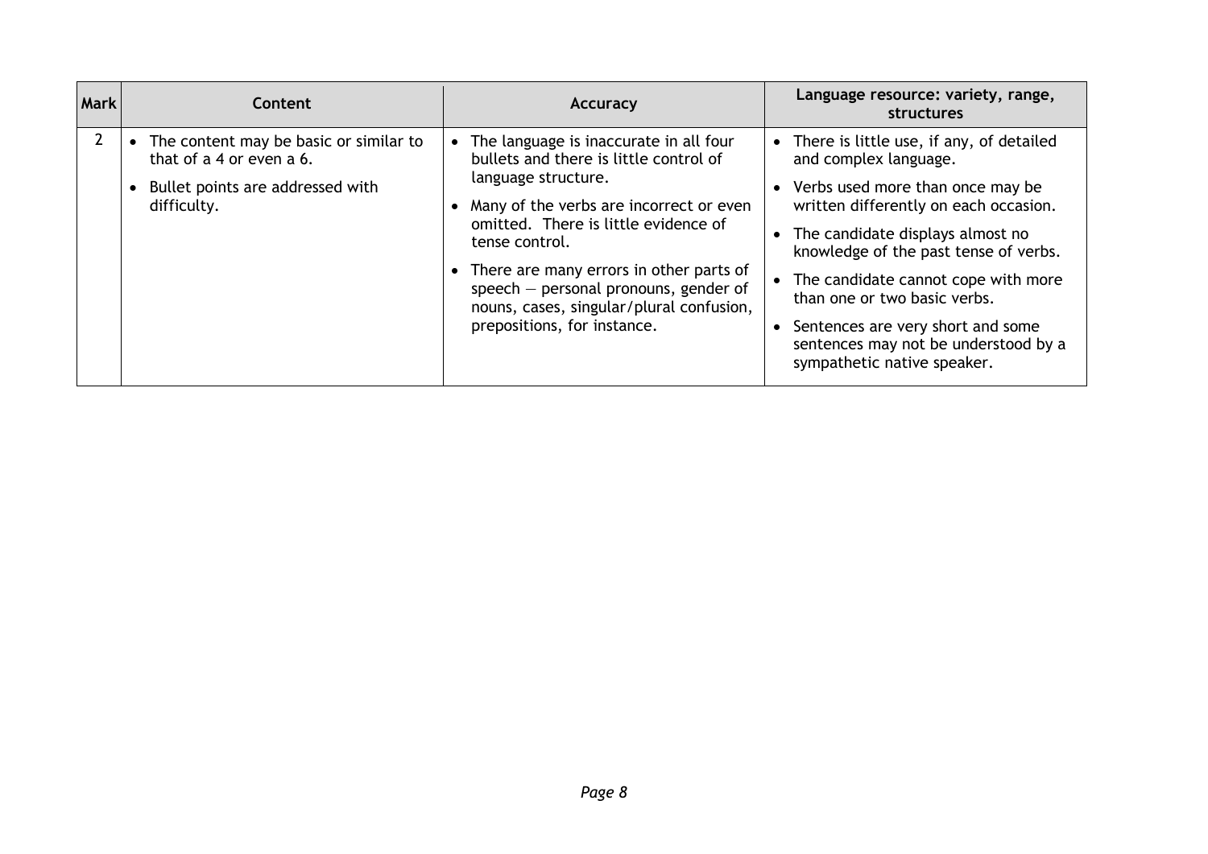| Mark | Content | Accuracy | Language resource: variety, range, structures |
|---|---|---|---|
| 2 | • The content may be basic or similar to that of a 4 or even a 6.<br>• Bullet points are addressed with difficulty. | • The language is inaccurate in all four bullets and there is little control of language structure.<br>• Many of the verbs are incorrect or even omitted. There is little evidence of tense control.<br>• There are many errors in other parts of speech — personal pronouns, gender of nouns, cases, singular/plural confusion, prepositions, for instance. | • There is little use, if any, of detailed and complex language.<br>• Verbs used more than once may be written differently on each occasion.<br>• The candidate displays almost no knowledge of the past tense of verbs.<br>• The candidate cannot cope with more than one or two basic verbs.<br>• Sentences are very short and some sentences may not be understood by a sympathetic native speaker. |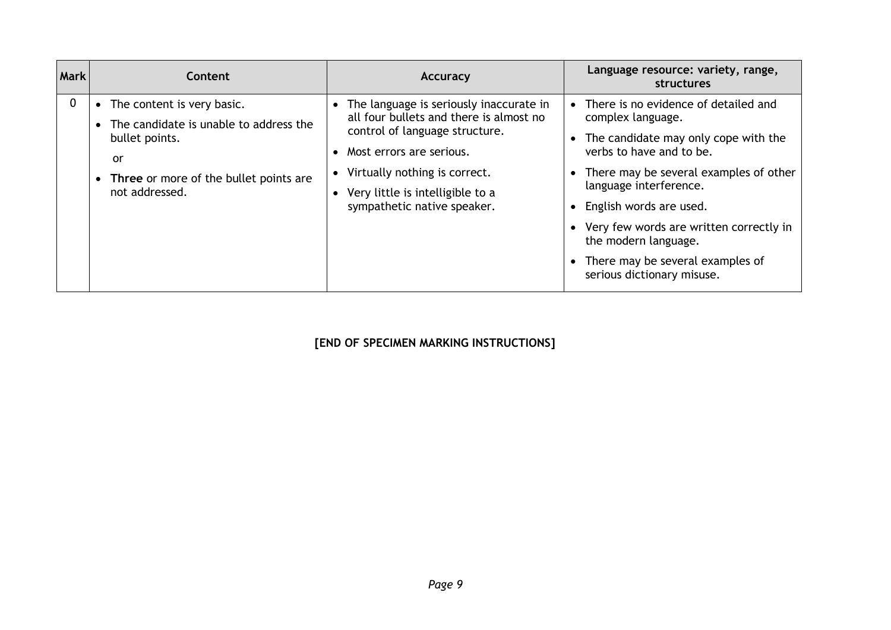| Mark | Content | Accuracy | Language resource: variety, range, structures |
|---|---|---|---|
| 0 | • The content is very basic.<br>• The candidate is unable to address the bullet points.<br>or<br>• **Three** or more of the bullet points are not addressed. | • The language is seriously inaccurate in all four bullets and there is almost no control of language structure.<br>• Most errors are serious.<br>• Virtually nothing is correct.<br>• Very little is intelligible to a sympathetic native speaker. | • There is no evidence of detailed and complex language.<br>• The candidate may only cope with the verbs to have and to be.<br>• There may be several examples of other language interference.<br>• English words are used.<br>• Very few words are written correctly in the modern language.<br>• There may be several examples of serious dictionary misuse. |

**[END OF SPECIMEN MARKING INSTRUCTIONS]**